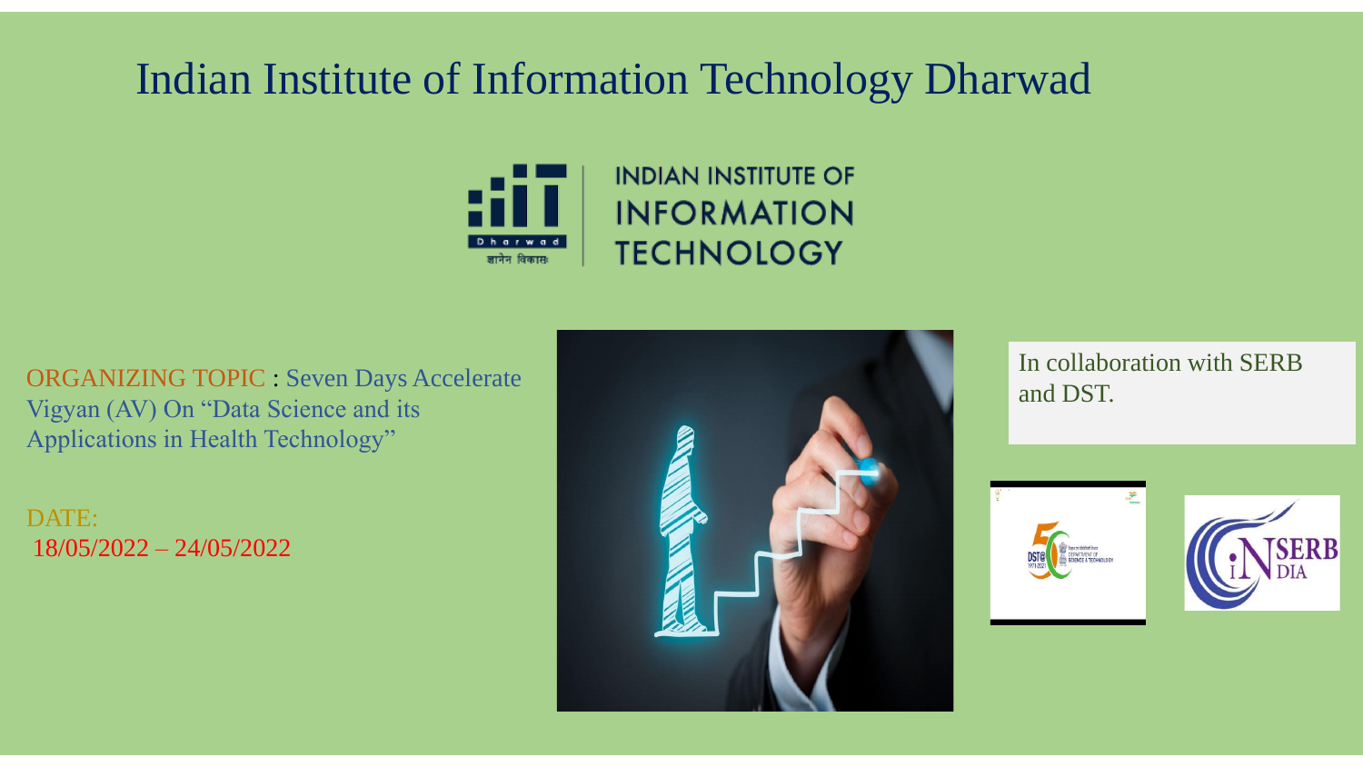# Indian Institute of Information Technology Dharwad

ORGANIZING TOPIC : Seven Days Accelerate Vigyan (AV) On "Data Science and its Applications in Health Technology"

DATE:
18/05/2022 – 24/05/2022

In collaboration with SERB and DST.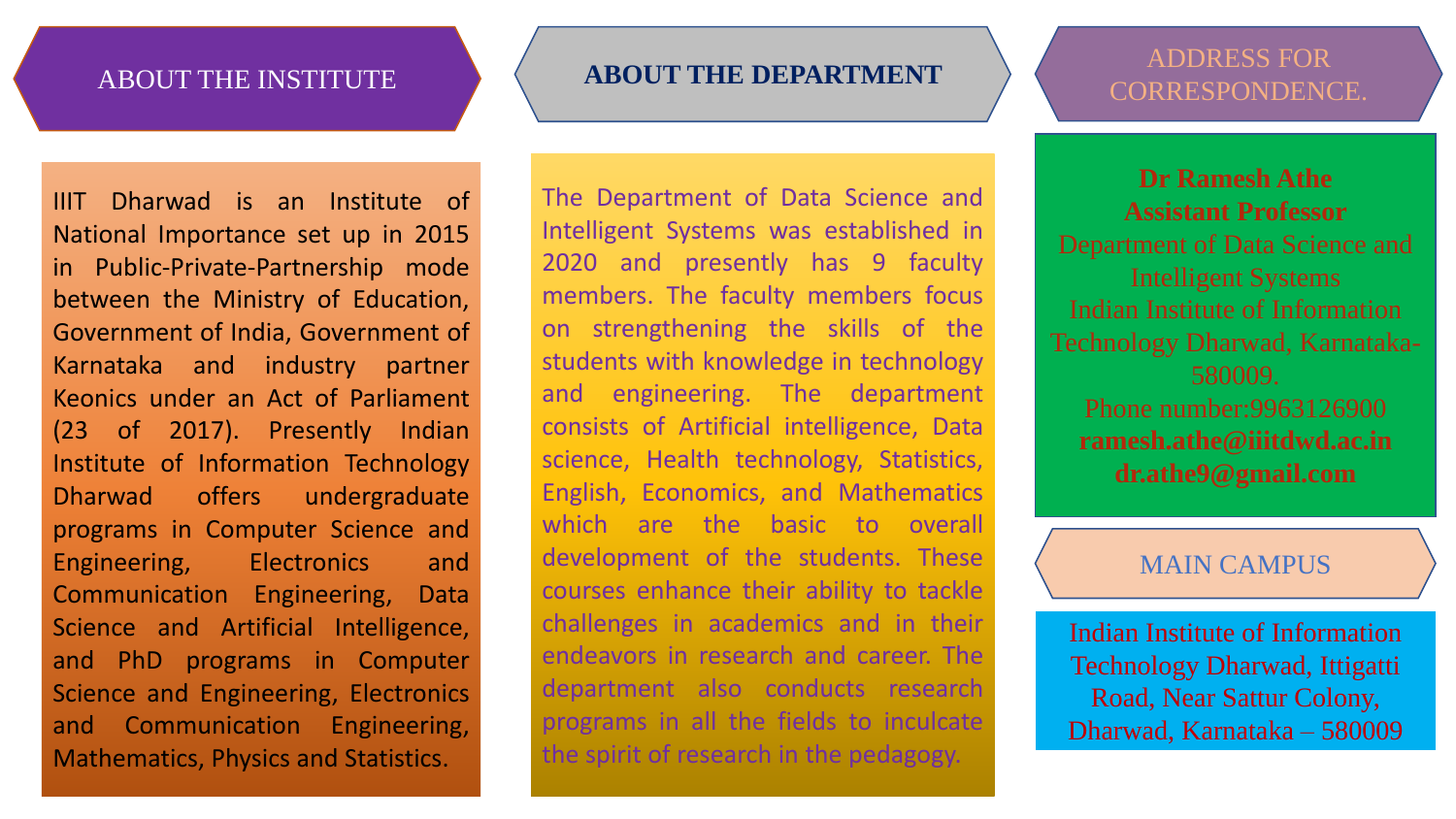## ABOUT THE INSTITUTE

IIIT Dharwad is an Institute of National Importance set up in 2015 in Public-Private-Partnership mode between the Ministry of Education, Government of India, Government of Karnataka and industry partner Keonics under an Act of Parliament (23 of 2017). Presently Indian Institute of Information Technology Dharwad offers undergraduate programs in Computer Science and Engineering, Electronics and Communication Engineering, Data Science and Artificial Intelligence, and PhD programs in Computer Science and Engineering, Electronics and Communication Engineering, Mathematics, Physics and Statistics.

## ABOUT THE DEPARTMENT

The Department of Data Science and Intelligent Systems was established in 2020 and presently has 9 faculty members. The faculty members focus on strengthening the skills of the students with knowledge in technology and engineering. The department consists of Artificial intelligence, Data science, Health technology, Statistics, English, Economics, and Mathematics which are the basic to overall development of the students. These courses enhance their ability to tackle challenges in academics and in their endeavors in research and career. The department also conducts research programs in all the fields to inculcate the spirit of research in the pedagogy.

## ADDRESS FOR CORRESPONDENCE.

**Dr Ramesh Athe**
**Assistant Professor**
Department of Data Science and Intelligent Systems
Indian Institute of Information Technology Dharwad, Karnataka-580009.
Phone number:9963126900
**ramesh.athe@iiitdwd.ac.in**
**dr.athe9@gmail.com**

## MAIN CAMPUS

Indian Institute of Information Technology Dharwad, Ittigatti Road, Near Sattur Colony, Dharwad, Karnataka – 580009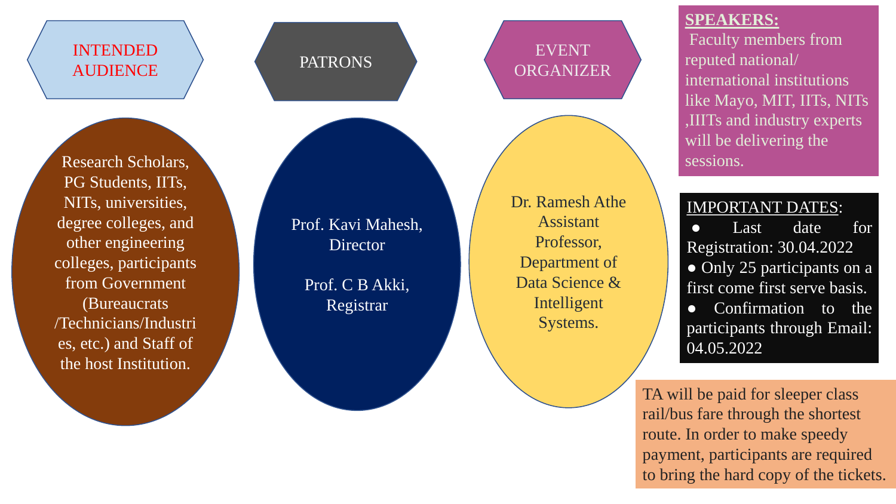## INTENDED AUDIENCE

Research Scholars, PG Students, IITs, NITs, universities, degree colleges, and other engineering colleges, participants from Government (Bureaucrats /Technicians/Industries, etc.) and Staff of the host Institution.

## PATRONS

Prof. Kavi Mahesh, Director

Prof. C B Akki, Registrar

## EVENT ORGANIZER

Dr. Ramesh Athe Assistant Professor, Department of Data Science & Intelligent Systems.

## SPEAKERS:

Faculty members from reputed national/ international institutions like Mayo, MIT, IITs, NITs ,IIITs and industry experts will be delivering the sessions.

## IMPORTANT DATES:

- Last date for Registration: 30.04.2022
- Only 25 participants on a first come first serve basis.
- Confirmation to the participants through Email: 04.05.2022

TA will be paid for sleeper class rail/bus fare through the shortest route. In order to make speedy payment, participants are required to bring the hard copy of the tickets.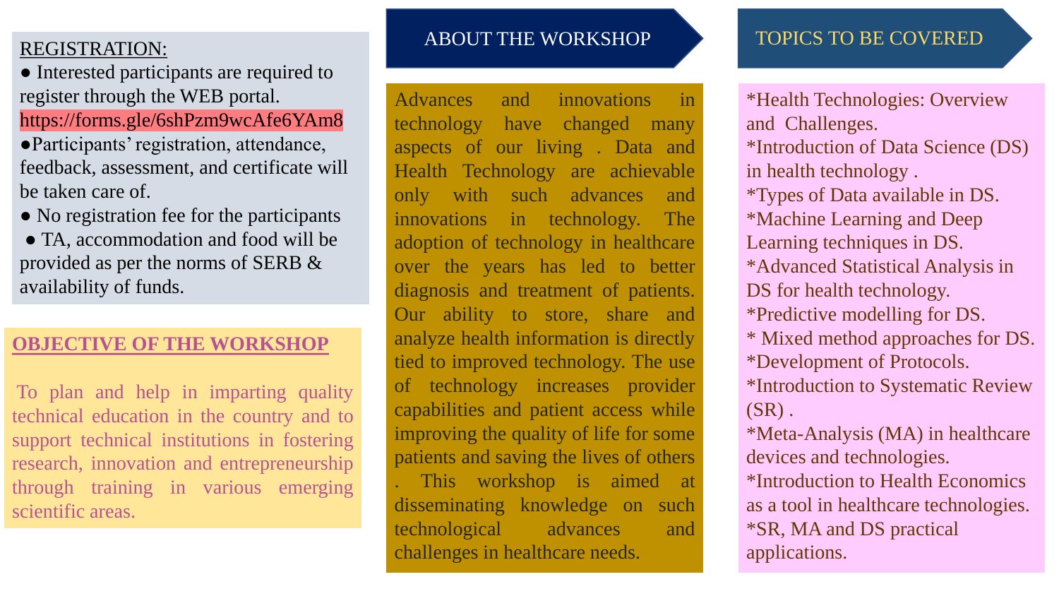## REGISTRATION:

- Interested participants are required to register through the WEB portal. https://forms.gle/6shPzm9wcAfe6YAm8
- Participants' registration, attendance, feedback, assessment, and certificate will be taken care of.
- No registration fee for the participants
- TA, accommodation and food will be provided as per the norms of SERB & availability of funds.

## OBJECTIVE OF THE WORKSHOP

To plan and help in imparting quality technical education in the country and to support technical institutions in fostering research, innovation and entrepreneurship through training in various emerging scientific areas.

## ABOUT THE WORKSHOP

Advances and innovations in technology have changed many aspects of our living . Data and Health Technology are achievable only with such advances and innovations in technology. The adoption of technology in healthcare over the years has led to better diagnosis and treatment of patients. Our ability to store, share and analyze health information is directly tied to improved technology. The use of technology increases provider capabilities and patient access while improving the quality of life for some patients and saving the lives of others . This workshop is aimed at disseminating knowledge on such technological advances and challenges in healthcare needs.

## TOPICS TO BE COVERED

*Health Technologies: Overview and Challenges.
*Introduction of Data Science (DS) in health technology .
*Types of Data available in DS.
*Machine Learning and Deep Learning techniques in DS.
*Advanced Statistical Analysis in DS for health technology.
*Predictive modelling for DS.
* Mixed method approaches for DS.
*Development of Protocols.
*Introduction to Systematic Review (SR) .
*Meta-Analysis (MA) in healthcare devices and technologies.
*Introduction to Health Economics as a tool in healthcare technologies.
*SR, MA and DS practical applications.